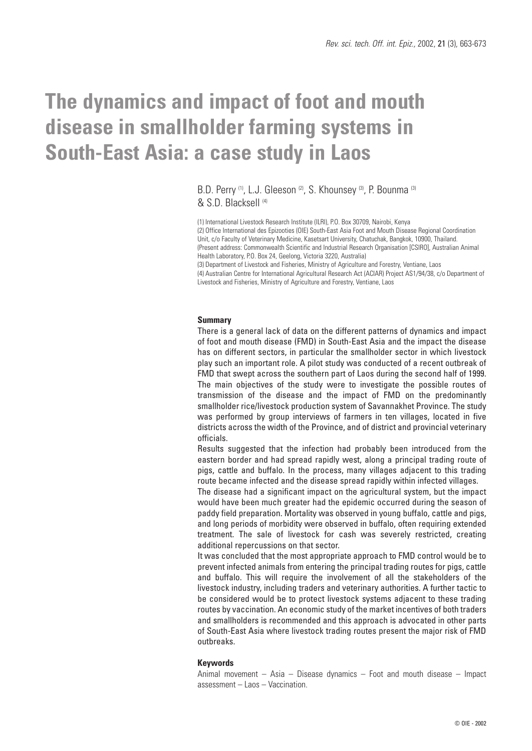# The dynamics and impact of foot and mouth disease in smallholder farming systems in South-East Asia: a case study in Laos

B.D. Perry [(1)], L.J. Gleeson [(2)], S. Khounsey [(3)], P. Bounma [(3)] & S.D. Blacksell [(4)]

(1) International Livestock Research Institute (ILRI), P.O. Box 30709, Nairobi, Kenya
(2) Office International des Epizooties (OIE) South-East Asia Foot and Mouth Disease Regional Coordination Unit, c/o Faculty of Veterinary Medicine, Kasetsart University, Chatuchak, Bangkok, 10900, Thailand. (Present address: Commonwealth Scientific and Industrial Research Organisation [CSIRO], Australian Animal Health Laboratory, P.O. Box 24, Geelong, Victoria 3220, Australia)
(3) Department of Livestock and Fisheries, Ministry of Agriculture and Forestry, Ventiane, Laos
(4) Australian Centre for International Agricultural Research Act (ACIAR) Project AS1/94/38, c/o Department of Livestock and Fisheries, Ministry of Agriculture and Forestry, Ventiane, Laos

## Summary

There is a general lack of data on the different patterns of dynamics and impact of foot and mouth disease (FMD) in South-East Asia and the impact the disease has on different sectors, in particular the smallholder sector in which livestock play such an important role. A pilot study was conducted of a recent outbreak of FMD that swept across the southern part of Laos during the second half of 1999. The main objectives of the study were to investigate the possible routes of transmission of the disease and the impact of FMD on the predominantly smallholder rice/livestock production system of Savannakhet Province. The study was performed by group interviews of farmers in ten villages, located in five districts across the width of the Province, and of district and provincial veterinary officials.

Results suggested that the infection had probably been introduced from the eastern border and had spread rapidly west, along a principal trading route of pigs, cattle and buffalo. In the process, many villages adjacent to this trading route became infected and the disease spread rapidly within infected villages.

The disease had a significant impact on the agricultural system, but the impact would have been much greater had the epidemic occurred during the season of paddy field preparation. Mortality was observed in young buffalo, cattle and pigs, and long periods of morbidity were observed in buffalo, often requiring extended treatment. The sale of livestock for cash was severely restricted, creating additional repercussions on that sector.

It was concluded that the most appropriate approach to FMD control would be to prevent infected animals from entering the principal trading routes for pigs, cattle and buffalo. This will require the involvement of all the stakeholders of the livestock industry, including traders and veterinary authorities. A further tactic to be considered would be to protect livestock systems adjacent to these trading routes by vaccination. An economic study of the market incentives of both traders and smallholders is recommended and this approach is advocated in other parts of South-East Asia where livestock trading routes present the major risk of FMD outbreaks.

## Keywords

Animal movement – Asia – Disease dynamics – Foot and mouth disease – Impact assessment – Laos – Vaccination.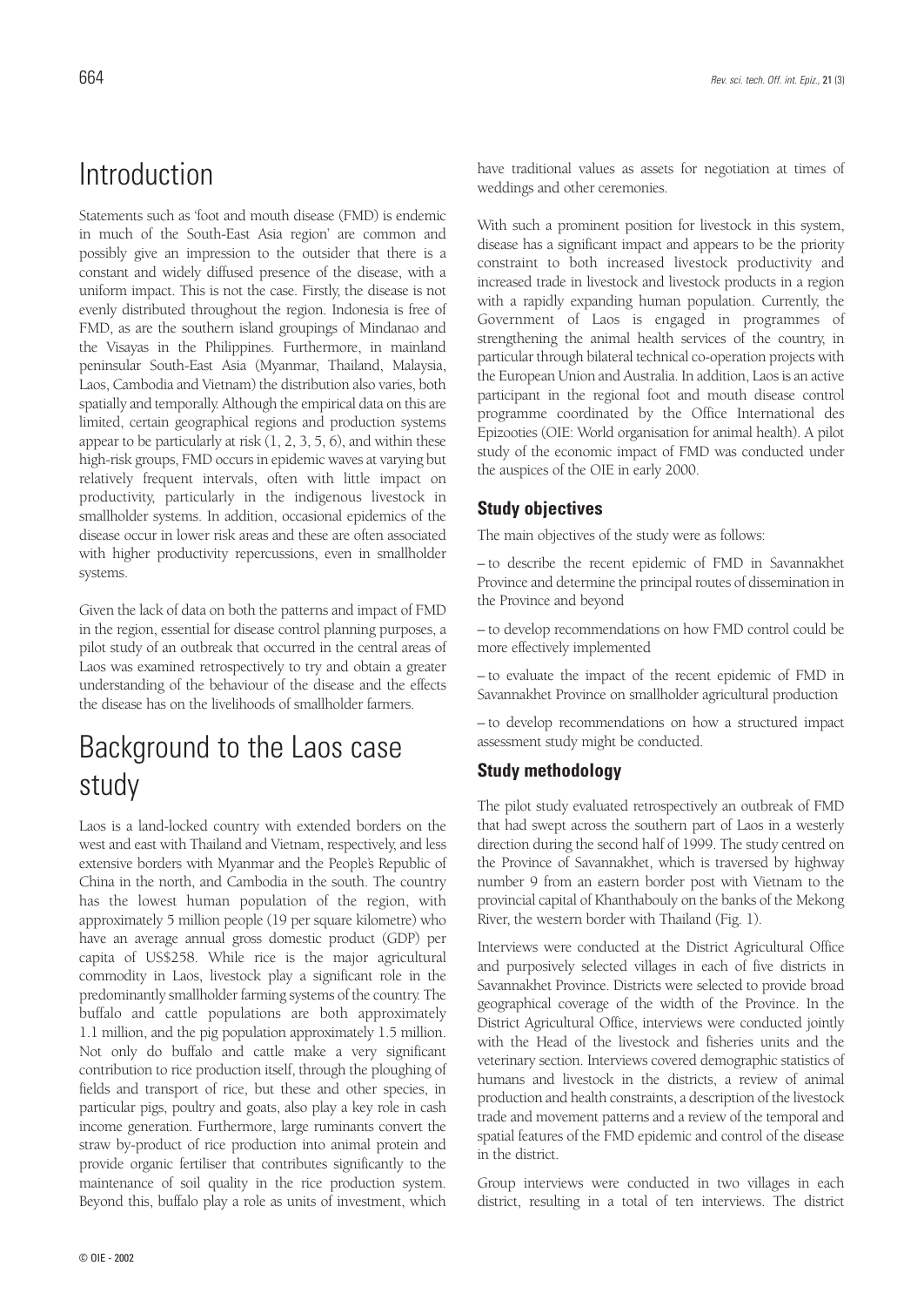# Introduction

Statements such as 'foot and mouth disease (FMD) is endemic in much of the South-East Asia region' are common and possibly give an impression to the outsider that there is a constant and widely diffused presence of the disease, with a uniform impact. This is not the case. Firstly, the disease is not evenly distributed throughout the region. Indonesia is free of FMD, as are the southern island groupings of Mindanao and the Visayas in the Philippines. Furthermore, in mainland peninsular South-East Asia (Myanmar, Thailand, Malaysia, Laos, Cambodia and Vietnam) the distribution also varies, both spatially and temporally. Although the empirical data on this are limited, certain geographical regions and production systems appear to be particularly at risk (1, 2, 3, 5, 6), and within these high-risk groups, FMD occurs in epidemic waves at varying but relatively frequent intervals, often with little impact on productivity, particularly in the indigenous livestock in smallholder systems. In addition, occasional epidemics of the disease occur in lower risk areas and these are often associated with higher productivity repercussions, even in smallholder systems.

Given the lack of data on both the patterns and impact of FMD in the region, essential for disease control planning purposes, a pilot study of an outbreak that occurred in the central areas of Laos was examined retrospectively to try and obtain a greater understanding of the behaviour of the disease and the effects the disease has on the livelihoods of smallholder farmers.

# Background to the Laos case study

Laos is a land-locked country with extended borders on the west and east with Thailand and Vietnam, respectively, and less extensive borders with Myanmar and the People's Republic of China in the north, and Cambodia in the south. The country has the lowest human population of the region, with approximately 5 million people (19 per square kilometre) who have an average annual gross domestic product (GDP) per capita of US$258. While rice is the major agricultural commodity in Laos, livestock play a significant role in the predominantly smallholder farming systems of the country. The buffalo and cattle populations are both approximately 1.1 million, and the pig population approximately 1.5 million. Not only do buffalo and cattle make a very significant contribution to rice production itself, through the ploughing of fields and transport of rice, but these and other species, in particular pigs, poultry and goats, also play a key role in cash income generation. Furthermore, large ruminants convert the straw by-product of rice production into animal protein and provide organic fertiliser that contributes significantly to the maintenance of soil quality in the rice production system. Beyond this, buffalo play a role as units of investment, which have traditional values as assets for negotiation at times of weddings and other ceremonies.

With such a prominent position for livestock in this system, disease has a significant impact and appears to be the priority constraint to both increased livestock productivity and increased trade in livestock and livestock products in a region with a rapidly expanding human population. Currently, the Government of Laos is engaged in programmes of strengthening the animal health services of the country, in particular through bilateral technical co-operation projects with the European Union and Australia. In addition, Laos is an active participant in the regional foot and mouth disease control programme coordinated by the Office International des Epizooties (OIE: World organisation for animal health). A pilot study of the economic impact of FMD was conducted under the auspices of the OIE in early 2000.

## Study objectives

The main objectives of the study were as follows:

– to describe the recent epidemic of FMD in Savannakhet Province and determine the principal routes of dissemination in the Province and beyond

– to develop recommendations on how FMD control could be more effectively implemented

– to evaluate the impact of the recent epidemic of FMD in Savannakhet Province on smallholder agricultural production

– to develop recommendations on how a structured impact assessment study might be conducted.

## Study methodology

The pilot study evaluated retrospectively an outbreak of FMD that had swept across the southern part of Laos in a westerly direction during the second half of 1999. The study centred on the Province of Savannakhet, which is traversed by highway number 9 from an eastern border post with Vietnam to the provincial capital of Khanthabouly on the banks of the Mekong River, the western border with Thailand (Fig. 1).

Interviews were conducted at the District Agricultural Office and purposively selected villages in each of five districts in Savannakhet Province. Districts were selected to provide broad geographical coverage of the width of the Province. In the District Agricultural Office, interviews were conducted jointly with the Head of the livestock and fisheries units and the veterinary section. Interviews covered demographic statistics of humans and livestock in the districts, a review of animal production and health constraints, a description of the livestock trade and movement patterns and a review of the temporal and spatial features of the FMD epidemic and control of the disease in the district.

Group interviews were conducted in two villages in each district, resulting in a total of ten interviews. The district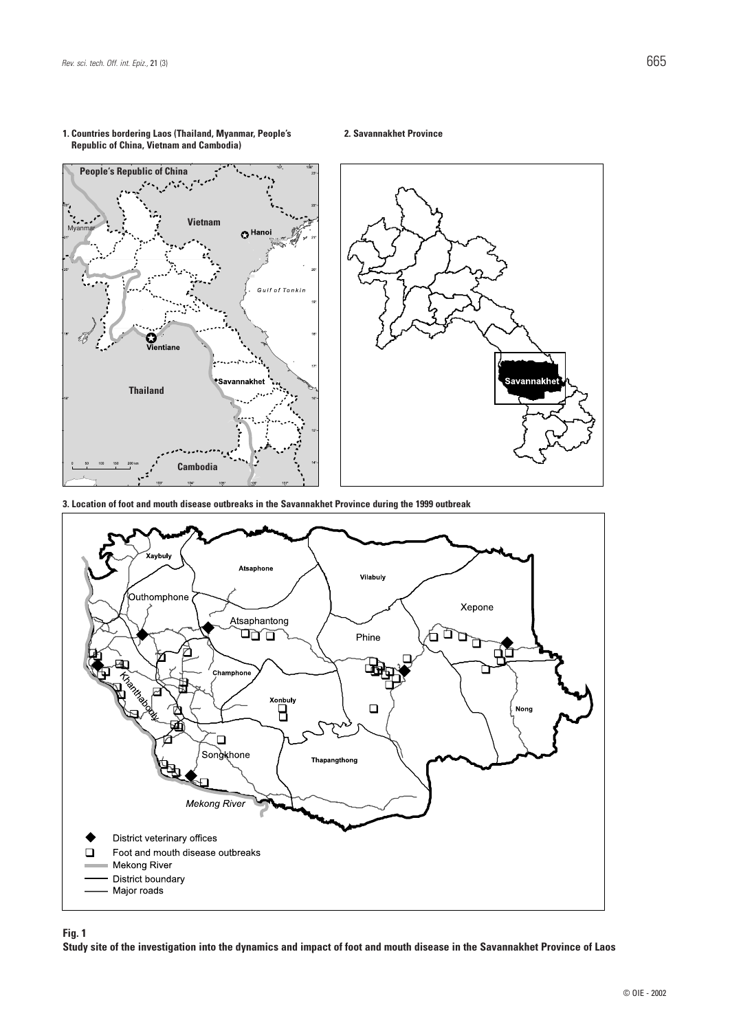**1. Countries bordering Laos (Thailand, Myanmar, People's Republic of China, Vietnam and Cambodia)**

**2. Savannakhet Province**

**3. Location of foot and mouth disease outbreaks in the Savannakhet Province during the 1999 outbreak**

**Fig. 1**
**Study site of the investigation into the dynamics and impact of foot and mouth disease in the Savannakhet Province of Laos**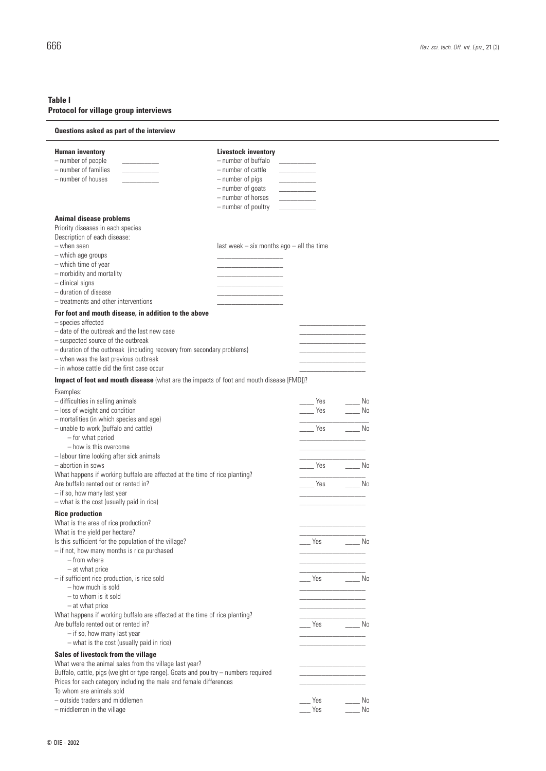**Table I**
**Protocol for village group interviews**

**Questions asked as part of the interview**

**Human inventory**
- number of people ___________
- number of families ___________
- number of houses ___________

**Livestock inventory**
- number of buffalo ___________
- number of cattle ___________
- number of pigs ___________
- number of goats ___________
- number of horses ___________
- number of poultry ___________

**Animal disease problems**

Priority diseases in each species

Description of each disease:
- when seen — last week – six months ago – all the time
- which age groups ___________
- which time of year ___________
- morbidity and mortality ___________
- clinical signs ___________
- duration of disease ___________
- treatments and other interventions ___________

**For foot and mouth disease, in addition to the above**
- species affected ___________
- date of the outbreak and the last new case ___________
- suspected source of the outbreak ___________
- duration of the outbreak (including recovery from secondary problems) ___________
- when was the last previous outbreak ___________
- in whose cattle did the first case occur ___________

**Impact of foot and mouth disease** (what are the impacts of foot and mouth disease [FMD])?

Examples:
- difficulties in selling animals ____ Yes ____ No
- loss of weight and condition ____ Yes ____ No
- mortalities (in which species and age) ___________
- unable to work (buffalo and cattle) ____ Yes ____ No
  - for what period ___________
  - how is this overcome ___________
- labour time looking after sick animals ___________
- abortion in sows ____ Yes ____ No

What happens if working buffalo are affected at the time of rice planting? ___________

Are buffalo rented out or rented in? ____ Yes ____ No
- if so, how many last year ___________
- what is the cost (usually paid in rice) ___________

**Rice production**

What is the area of rice production? ___________

What is the yield per hectare? ___________

Is this sufficient for the population of the village? ___ Yes ____ No
- if not, how many months is rice purchased ___________
  - from where ___________
  - at what price ___________
- if sufficient rice production, is rice sold ___ Yes ____ No
  - how much is sold ___________
  - to whom is it sold ___________
  - at what price ___________

What happens if working buffalo are affected at the time of rice planting? ___________

Are buffalo rented out or rented in? ___ Yes ____ No
  - if so, how many last year ___________
  - what is the cost (usually paid in rice) ___________

**Sales of livestock from the village**

What were the animal sales from the village last year? ___________

Buffalo, cattle, pigs (weight or type range). Goats and poultry – numbers required ___________

Prices for each category including the male and female differences ___________

To whom are animals sold
- outside traders and middlemen ___ Yes ____ No
- middlemen in the village ___ Yes ____ No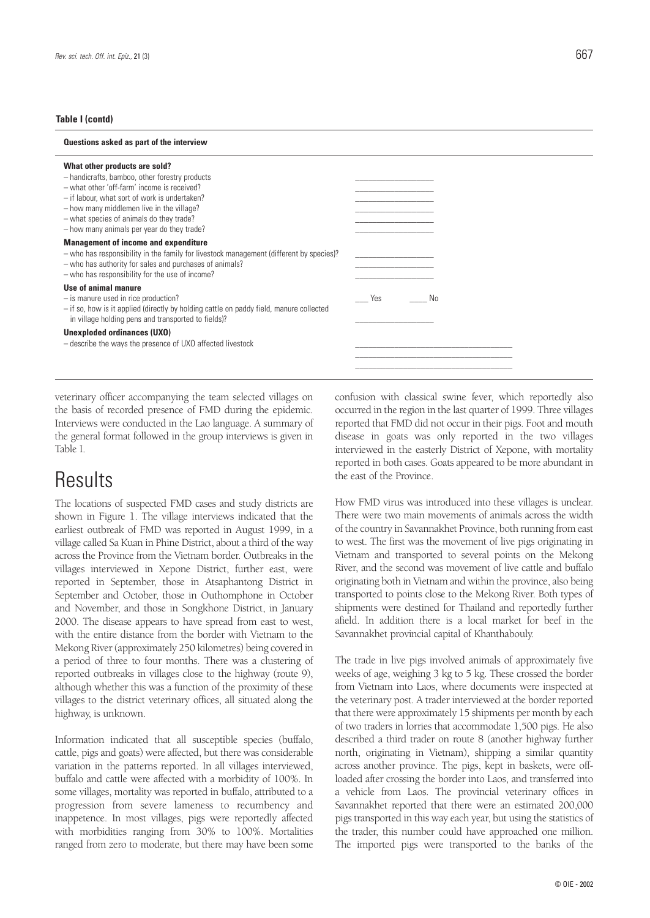**Table I (contd)**

| Questions asked as part of the interview | |
|---|---|
| **What other products are sold?** | |
| – handicrafts, bamboo, other forestry products | ________________ |
| – what other 'off-farm' income is received? | ________________ |
| – if labour, what sort of work is undertaken? | ________________ |
| – how many middlemen live in the village? | ________________ |
| – what species of animals do they trade? | ________________ |
| – how many animals per year do they trade? | ________________ |
| **Management of income and expenditure** | |
| – who has responsibility in the family for livestock management (different by species)? | ________________ |
| – who has authority for sales and purchases of animals? | ________________ |
| – who has responsibility for the use of income? | ________________ |
| **Use of animal manure** | |
| – is manure used in rice production? | ___ Yes ____ No |
| – if so, how is it applied (directly by holding cattle on paddy field, manure collected in village holding pens and transported to fields)? | ________________ |
| **Unexploded ordinances (UXO)** | |
| – describe the ways the presence of UXO affected livestock | ________________ |

veterinary officer accompanying the team selected villages on the basis of recorded presence of FMD during the epidemic. Interviews were conducted in the Lao language. A summary of the general format followed in the group interviews is given in Table I.

# Results

The locations of suspected FMD cases and study districts are shown in Figure 1. The village interviews indicated that the earliest outbreak of FMD was reported in August 1999, in a village called Sa Kuan in Phine District, about a third of the way across the Province from the Vietnam border. Outbreaks in the villages interviewed in Xepone District, further east, were reported in September, those in Atsaphantong District in September and October, those in Outhomphone in October and November, and those in Songkhone District, in January 2000. The disease appears to have spread from east to west, with the entire distance from the border with Vietnam to the Mekong River (approximately 250 kilometres) being covered in a period of three to four months. There was a clustering of reported outbreaks in villages close to the highway (route 9), although whether this was a function of the proximity of these villages to the district veterinary offices, all situated along the highway, is unknown.

Information indicated that all susceptible species (buffalo, cattle, pigs and goats) were affected, but there was considerable variation in the patterns reported. In all villages interviewed, buffalo and cattle were affected with a morbidity of 100%. In some villages, mortality was reported in buffalo, attributed to a progression from severe lameness to recumbency and inappetence. In most villages, pigs were reportedly affected with morbidities ranging from 30% to 100%. Mortalities ranged from zero to moderate, but there may have been some confusion with classical swine fever, which reportedly also occurred in the region in the last quarter of 1999. Three villages reported that FMD did not occur in their pigs. Foot and mouth disease in goats was only reported in the two villages interviewed in the easterly District of Xepone, with mortality reported in both cases. Goats appeared to be more abundant in the east of the Province.

How FMD virus was introduced into these villages is unclear. There were two main movements of animals across the width of the country in Savannakhet Province, both running from east to west. The first was the movement of live pigs originating in Vietnam and transported to several points on the Mekong River, and the second was movement of live cattle and buffalo originating both in Vietnam and within the province, also being transported to points close to the Mekong River. Both types of shipments were destined for Thailand and reportedly further afield. In addition there is a local market for beef in the Savannakhet provincial capital of Khanthabouly.

The trade in live pigs involved animals of approximately five weeks of age, weighing 3 kg to 5 kg. These crossed the border from Vietnam into Laos, where documents were inspected at the veterinary post. A trader interviewed at the border reported that there were approximately 15 shipments per month by each of two traders in lorries that accommodate 1,500 pigs. He also described a third trader on route 8 (another highway further north, originating in Vietnam), shipping a similar quantity across another province. The pigs, kept in baskets, were off-loaded after crossing the border into Laos, and transferred into a vehicle from Laos. The provincial veterinary offices in Savannakhet reported that there were an estimated 200,000 pigs transported in this way each year, but using the statistics of the trader, this number could have approached one million. The imported pigs were transported to the banks of the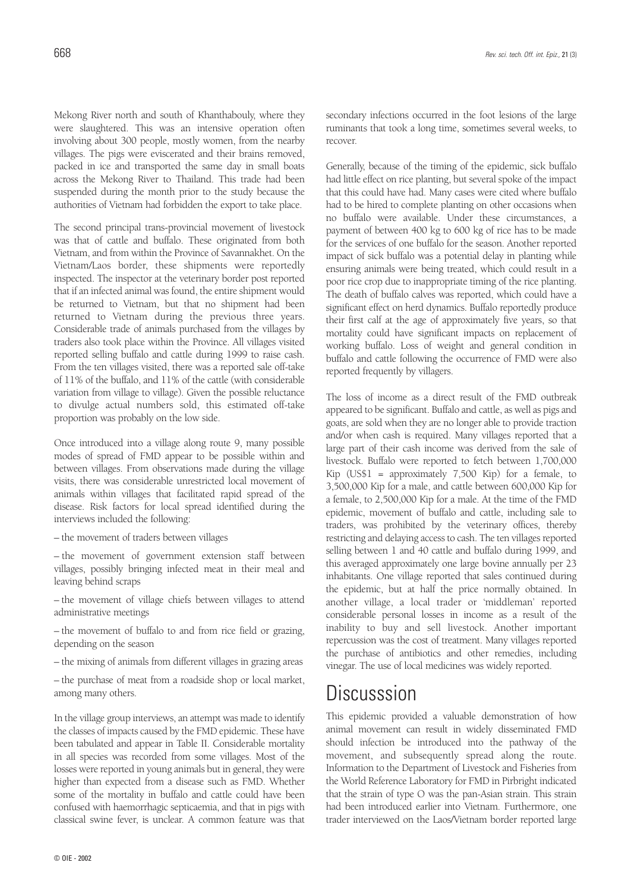Mekong River north and south of Khanthabouly, where they were slaughtered. This was an intensive operation often involving about 300 people, mostly women, from the nearby villages. The pigs were eviscerated and their brains removed, packed in ice and transported the same day in small boats across the Mekong River to Thailand. This trade had been suspended during the month prior to the study because the authorities of Vietnam had forbidden the export to take place.

The second principal trans-provincial movement of livestock was that of cattle and buffalo. These originated from both Vietnam, and from within the Province of Savannakhet. On the Vietnam/Laos border, these shipments were reportedly inspected. The inspector at the veterinary border post reported that if an infected animal was found, the entire shipment would be returned to Vietnam, but that no shipment had been returned to Vietnam during the previous three years. Considerable trade of animals purchased from the villages by traders also took place within the Province. All villages visited reported selling buffalo and cattle during 1999 to raise cash. From the ten villages visited, there was a reported sale off-take of 11% of the buffalo, and 11% of the cattle (with considerable variation from village to village). Given the possible reluctance to divulge actual numbers sold, this estimated off-take proportion was probably on the low side.

Once introduced into a village along route 9, many possible modes of spread of FMD appear to be possible within and between villages. From observations made during the village visits, there was considerable unrestricted local movement of animals within villages that facilitated rapid spread of the disease. Risk factors for local spread identified during the interviews included the following:

– the movement of traders between villages

– the movement of government extension staff between villages, possibly bringing infected meat in their meal and leaving behind scraps

– the movement of village chiefs between villages to attend administrative meetings

– the movement of buffalo to and from rice field or grazing, depending on the season

– the mixing of animals from different villages in grazing areas

– the purchase of meat from a roadside shop or local market, among many others.

In the village group interviews, an attempt was made to identify the classes of impacts caused by the FMD epidemic. These have been tabulated and appear in Table II. Considerable mortality in all species was recorded from some villages. Most of the losses were reported in young animals but in general, they were higher than expected from a disease such as FMD. Whether some of the mortality in buffalo and cattle could have been confused with haemorrhagic septicaemia, and that in pigs with classical swine fever, is unclear. A common feature was that secondary infections occurred in the foot lesions of the large ruminants that took a long time, sometimes several weeks, to recover.

Generally, because of the timing of the epidemic, sick buffalo had little effect on rice planting, but several spoke of the impact that this could have had. Many cases were cited where buffalo had to be hired to complete planting on other occasions when no buffalo were available. Under these circumstances, a payment of between 400 kg to 600 kg of rice has to be made for the services of one buffalo for the season. Another reported impact of sick buffalo was a potential delay in planting while ensuring animals were being treated, which could result in a poor rice crop due to inappropriate timing of the rice planting. The death of buffalo calves was reported, which could have a significant effect on herd dynamics. Buffalo reportedly produce their first calf at the age of approximately five years, so that mortality could have significant impacts on replacement of working buffalo. Loss of weight and general condition in buffalo and cattle following the occurrence of FMD were also reported frequently by villagers.

The loss of income as a direct result of the FMD outbreak appeared to be significant. Buffalo and cattle, as well as pigs and goats, are sold when they are no longer able to provide traction and/or when cash is required. Many villages reported that a large part of their cash income was derived from the sale of livestock. Buffalo were reported to fetch between 1,700,000 Kip (US$1 = approximately 7,500 Kip) for a female, to 3,500,000 Kip for a male, and cattle between 600,000 Kip for a female, to 2,500,000 Kip for a male. At the time of the FMD epidemic, movement of buffalo and cattle, including sale to traders, was prohibited by the veterinary offices, thereby restricting and delaying access to cash. The ten villages reported selling between 1 and 40 cattle and buffalo during 1999, and this averaged approximately one large bovine annually per 23 inhabitants. One village reported that sales continued during the epidemic, but at half the price normally obtained. In another village, a local trader or 'middleman' reported considerable personal losses in income as a result of the inability to buy and sell livestock. Another important repercussion was the cost of treatment. Many villages reported the purchase of antibiotics and other remedies, including vinegar. The use of local medicines was widely reported.

# Discusssion

This epidemic provided a valuable demonstration of how animal movement can result in widely disseminated FMD should infection be introduced into the pathway of the movement, and subsequently spread along the route. Information to the Department of Livestock and Fisheries from the World Reference Laboratory for FMD in Pirbright indicated that the strain of type O was the pan-Asian strain. This strain had been introduced earlier into Vietnam. Furthermore, one trader interviewed on the Laos/Vietnam border reported large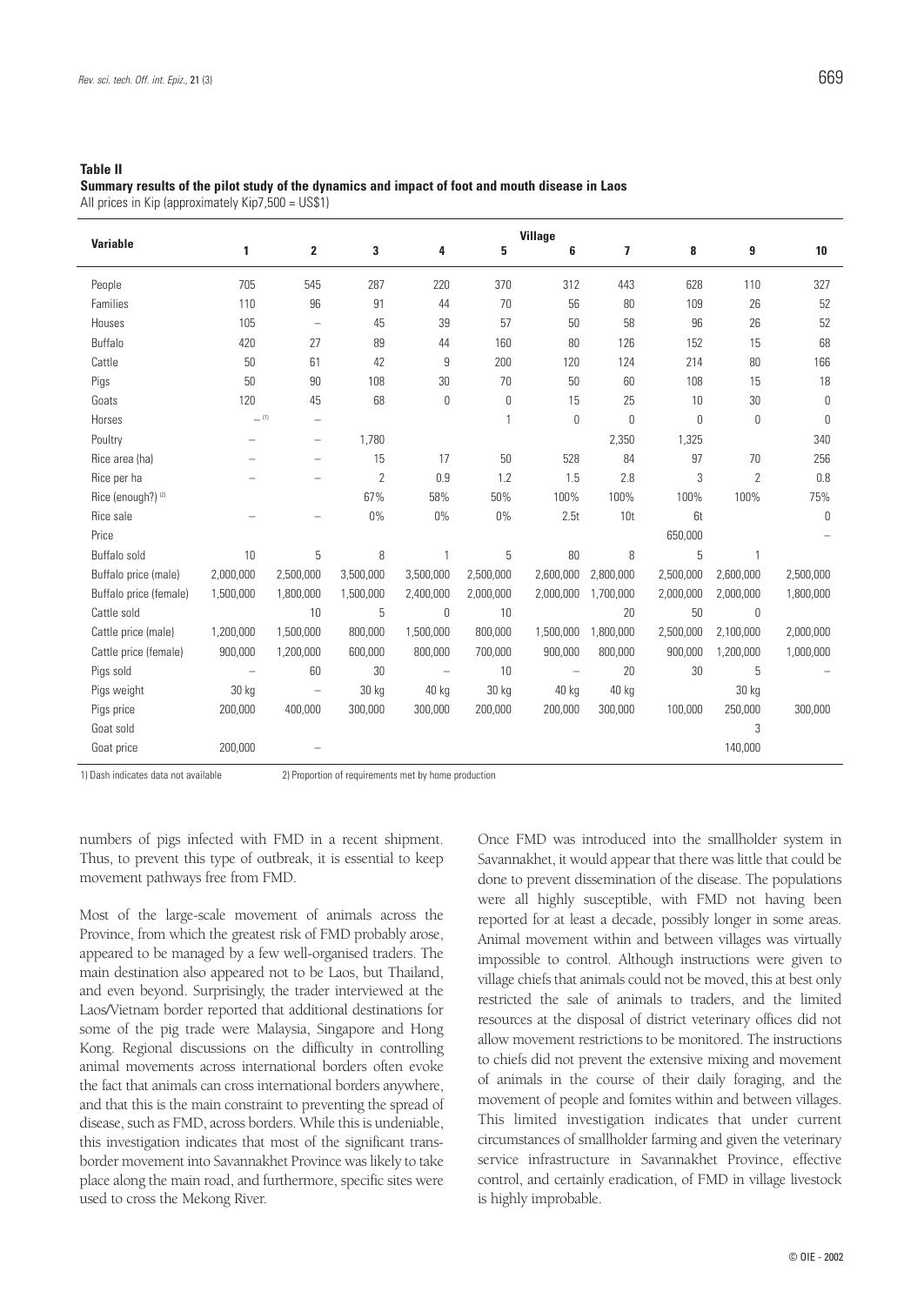**Table II**
**Summary results of the pilot study of the dynamics and impact of foot and mouth disease in Laos**
All prices in Kip (approximately Kip7,500 = US$1)

| Variable | Village | | | | | | | | | |
|---|---|---|---|---|---|---|---|---|---|---|
| | 1 | 2 | 3 | 4 | 5 | 6 | 7 | 8 | 9 | 10 |
| People | 705 | 545 | 287 | 220 | 370 | 312 | 443 | 628 | 110 | 327 |
| Families | 110 | 96 | 91 | 44 | 70 | 56 | 80 | 109 | 26 | 52 |
| Houses | 105 | – | 45 | 39 | 57 | 50 | 58 | 96 | 26 | 52 |
| Buffalo | 420 | 27 | 89 | 44 | 160 | 80 | 126 | 152 | 15 | 68 |
| Cattle | 50 | 61 | 42 | 9 | 200 | 120 | 124 | 214 | 80 | 166 |
| Pigs | 50 | 90 | 108 | 30 | 70 | 50 | 60 | 108 | 15 | 18 |
| Goats | 120 | 45 | 68 | 0 | 0 | 15 | 25 | 10 | 30 | 0 |
| Horses | – (1) | – | | | 1 | 0 | 0 | 0 | 0 | 0 |
| Poultry | – | – | 1,780 | | | | 2,350 | 1,325 | | 340 |
| Rice area (ha) | – | – | 15 | 17 | 50 | 528 | 84 | 97 | 70 | 256 |
| Rice per ha | – | – | 2 | 0.9 | 1.2 | 1.5 | 2.8 | 3 | 2 | 0.8 |
| Rice (enough?) (2) | | | 67% | 58% | 50% | 100% | 100% | 100% | 100% | 75% |
| Rice sale | – | – | 0% | 0% | 0% | 2.5t | 10t | 6t | | 0 |
| Price | | | | | | | | 650,000 | | – |
| Buffalo sold | 10 | 5 | 8 | 1 | 5 | 80 | 8 | 5 | 1 | |
| Buffalo price (male) | 2,000,000 | 2,500,000 | 3,500,000 | 3,500,000 | 2,500,000 | 2,600,000 | 2,800,000 | 2,500,000 | 2,600,000 | 2,500,000 |
| Buffalo price (female) | 1,500,000 | 1,800,000 | 1,500,000 | 2,400,000 | 2,000,000 | 2,000,000 | 1,700,000 | 2,000,000 | 2,000,000 | 1,800,000 |
| Cattle sold | | 10 | 5 | 0 | 10 | | 20 | 50 | 0 | |
| Cattle price (male) | 1,200,000 | 1,500,000 | 800,000 | 1,500,000 | 800,000 | 1,500,000 | 1,800,000 | 2,500,000 | 2,100,000 | 2,000,000 |
| Cattle price (female) | 900,000 | 1,200,000 | 600,000 | 800,000 | 700,000 | 900,000 | 800,000 | 900,000 | 1,200,000 | 1,000,000 |
| Pigs sold | – | 60 | 30 | – | 10 | – | 20 | 30 | 5 | – |
| Pigs weight | 30 kg | – | 30 kg | 40 kg | 30 kg | 40 kg | 40 kg | | 30 kg | |
| Pigs price | 200,000 | 400,000 | 300,000 | 300,000 | 200,000 | 200,000 | 300,000 | 100,000 | 250,000 | 300,000 |
| Goat sold | | | | | | | | | 3 | |
| Goat price | 200,000 | – | | | | | | | 140,000 | |

1) Dash indicates data not available    2) Proportion of requirements met by home production

numbers of pigs infected with FMD in a recent shipment. Thus, to prevent this type of outbreak, it is essential to keep movement pathways free from FMD.

Most of the large-scale movement of animals across the Province, from which the greatest risk of FMD probably arose, appeared to be managed by a few well-organised traders. The main destination also appeared not to be Laos, but Thailand, and even beyond. Surprisingly, the trader interviewed at the Laos/Vietnam border reported that additional destinations for some of the pig trade were Malaysia, Singapore and Hong Kong. Regional discussions on the difficulty in controlling animal movements across international borders often evoke the fact that animals can cross international borders anywhere, and that this is the main constraint to preventing the spread of disease, such as FMD, across borders. While this is undeniable, this investigation indicates that most of the significant trans-border movement into Savannakhet Province was likely to take place along the main road, and furthermore, specific sites were used to cross the Mekong River.

Once FMD was introduced into the smallholder system in Savannakhet, it would appear that there was little that could be done to prevent dissemination of the disease. The populations were all highly susceptible, with FMD not having been reported for at least a decade, possibly longer in some areas. Animal movement within and between villages was virtually impossible to control. Although instructions were given to village chiefs that animals could not be moved, this at best only restricted the sale of animals to traders, and the limited resources at the disposal of district veterinary offices did not allow movement restrictions to be monitored. The instructions to chiefs did not prevent the extensive mixing and movement of animals in the course of their daily foraging, and the movement of people and fomites within and between villages. This limited investigation indicates that under current circumstances of smallholder farming and given the veterinary service infrastructure in Savannakhet Province, effective control, and certainly eradication, of FMD in village livestock is highly improbable.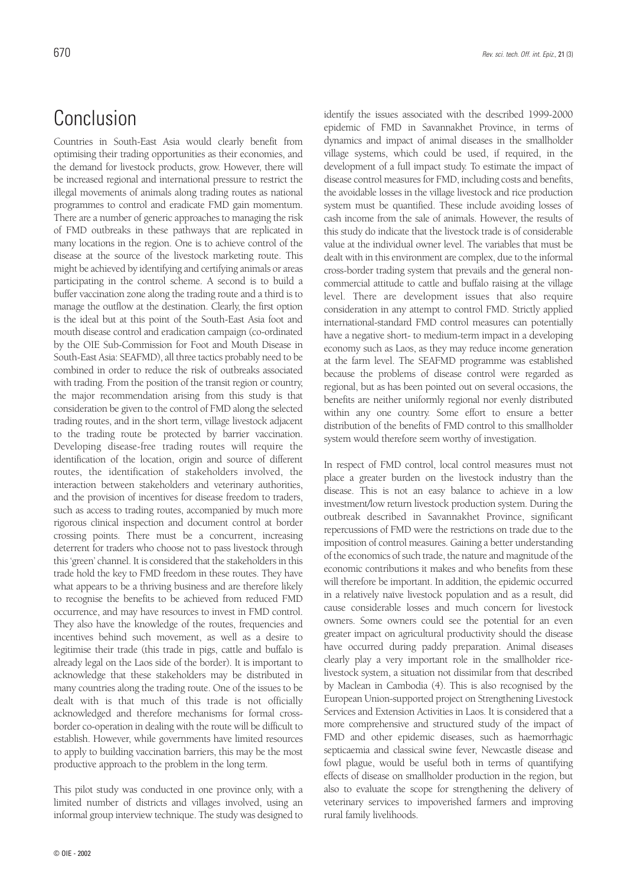## Conclusion

Countries in South-East Asia would clearly benefit from optimising their trading opportunities as their economies, and the demand for livestock products, grow. However, there will be increased regional and international pressure to restrict the illegal movements of animals along trading routes as national programmes to control and eradicate FMD gain momentum. There are a number of generic approaches to managing the risk of FMD outbreaks in these pathways that are replicated in many locations in the region. One is to achieve control of the disease at the source of the livestock marketing route. This might be achieved by identifying and certifying animals or areas participating in the control scheme. A second is to build a buffer vaccination zone along the trading route and a third is to manage the outflow at the destination. Clearly, the first option is the ideal but at this point of the South-East Asia foot and mouth disease control and eradication campaign (co-ordinated by the OIE Sub-Commission for Foot and Mouth Disease in South-East Asia: SEAFMD), all three tactics probably need to be combined in order to reduce the risk of outbreaks associated with trading. From the position of the transit region or country, the major recommendation arising from this study is that consideration be given to the control of FMD along the selected trading routes, and in the short term, village livestock adjacent to the trading route be protected by barrier vaccination. Developing disease-free trading routes will require the identification of the location, origin and source of different routes, the identification of stakeholders involved, the interaction between stakeholders and veterinary authorities, and the provision of incentives for disease freedom to traders, such as access to trading routes, accompanied by much more rigorous clinical inspection and document control at border crossing points. There must be a concurrent, increasing deterrent for traders who choose not to pass livestock through this 'green' channel. It is considered that the stakeholders in this trade hold the key to FMD freedom in these routes. They have what appears to be a thriving business and are therefore likely to recognise the benefits to be achieved from reduced FMD occurrence, and may have resources to invest in FMD control. They also have the knowledge of the routes, frequencies and incentives behind such movement, as well as a desire to legitimise their trade (this trade in pigs, cattle and buffalo is already legal on the Laos side of the border). It is important to acknowledge that these stakeholders may be distributed in many countries along the trading route. One of the issues to be dealt with is that much of this trade is not officially acknowledged and therefore mechanisms for formal cross-border co-operation in dealing with the route will be difficult to establish. However, while governments have limited resources to apply to building vaccination barriers, this may be the most productive approach to the problem in the long term.

This pilot study was conducted in one province only, with a limited number of districts and villages involved, using an informal group interview technique. The study was designed to identify the issues associated with the described 1999-2000 epidemic of FMD in Savannakhet Province, in terms of dynamics and impact of animal diseases in the smallholder village systems, which could be used, if required, in the development of a full impact study. To estimate the impact of disease control measures for FMD, including costs and benefits, the avoidable losses in the village livestock and rice production system must be quantified. These include avoiding losses of cash income from the sale of animals. However, the results of this study do indicate that the livestock trade is of considerable value at the individual owner level. The variables that must be dealt with in this environment are complex, due to the informal cross-border trading system that prevails and the general non-commercial attitude to cattle and buffalo raising at the village level. There are development issues that also require consideration in any attempt to control FMD. Strictly applied international-standard FMD control measures can potentially have a negative short- to medium-term impact in a developing economy such as Laos, as they may reduce income generation at the farm level. The SEAFMD programme was established because the problems of disease control were regarded as regional, but as has been pointed out on several occasions, the benefits are neither uniformly regional nor evenly distributed within any one country. Some effort to ensure a better distribution of the benefits of FMD control to this smallholder system would therefore seem worthy of investigation.

In respect of FMD control, local control measures must not place a greater burden on the livestock industry than the disease. This is not an easy balance to achieve in a low investment/low return livestock production system. During the outbreak described in Savannakhet Province, significant repercussions of FMD were the restrictions on trade due to the imposition of control measures. Gaining a better understanding of the economics of such trade, the nature and magnitude of the economic contributions it makes and who benefits from these will therefore be important. In addition, the epidemic occurred in a relatively naïve livestock population and as a result, did cause considerable losses and much concern for livestock owners. Some owners could see the potential for an even greater impact on agricultural productivity should the disease have occurred during paddy preparation. Animal diseases clearly play a very important role in the smallholder rice-livestock system, a situation not dissimilar from that described by Maclean in Cambodia (4). This is also recognised by the European Union-supported project on Strengthening Livestock Services and Extension Activities in Laos. It is considered that a more comprehensive and structured study of the impact of FMD and other epidemic diseases, such as haemorrhagic septicaemia and classical swine fever, Newcastle disease and fowl plague, would be useful both in terms of quantifying effects of disease on smallholder production in the region, but also to evaluate the scope for strengthening the delivery of veterinary services to impoverished farmers and improving rural family livelihoods.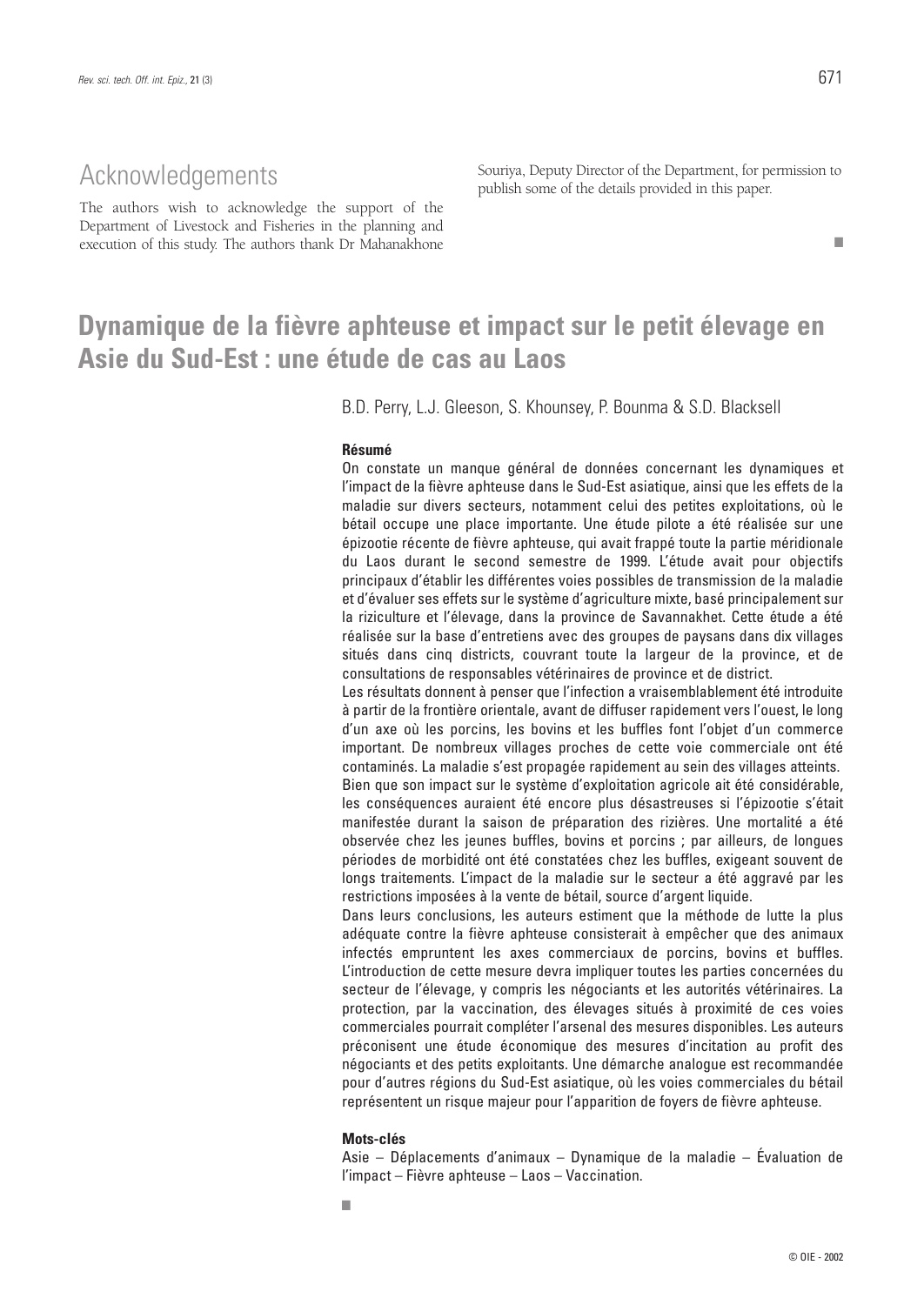## Acknowledgements

The authors wish to acknowledge the support of the Department of Livestock and Fisheries in the planning and execution of this study. The authors thank Dr Mahanakhone Souriya, Deputy Director of the Department, for permission to publish some of the details provided in this paper.

■

# Dynamique de la fièvre aphteuse et impact sur le petit élevage en Asie du Sud-Est : une étude de cas au Laos

B.D. Perry, L.J. Gleeson, S. Khounsey, P. Bounma & S.D. Blacksell

### Résumé

On constate un manque général de données concernant les dynamiques et l'impact de la fièvre aphteuse dans le Sud-Est asiatique, ainsi que les effets de la maladie sur divers secteurs, notamment celui des petites exploitations, où le bétail occupe une place importante. Une étude pilote a été réalisée sur une épizootie récente de fièvre aphteuse, qui avait frappé toute la partie méridionale du Laos durant le second semestre de 1999. L'étude avait pour objectifs principaux d'établir les différentes voies possibles de transmission de la maladie et d'évaluer ses effets sur le système d'agriculture mixte, basé principalement sur la riziculture et l'élevage, dans la province de Savannakhet. Cette étude a été réalisée sur la base d'entretiens avec des groupes de paysans dans dix villages situés dans cinq districts, couvrant toute la largeur de la province, et de consultations de responsables vétérinaires de province et de district.

Les résultats donnent à penser que l'infection a vraisemblablement été introduite à partir de la frontière orientale, avant de diffuser rapidement vers l'ouest, le long d'un axe où les porcins, les bovins et les buffles font l'objet d'un commerce important. De nombreux villages proches de cette voie commerciale ont été contaminés. La maladie s'est propagée rapidement au sein des villages atteints. Bien que son impact sur le système d'exploitation agricole ait été considérable, les conséquences auraient été encore plus désastreuses si l'épizootie s'était manifestée durant la saison de préparation des rizières. Une mortalité a été observée chez les jeunes buffles, bovins et porcins ; par ailleurs, de longues périodes de morbidité ont été constatées chez les buffles, exigeant souvent de longs traitements. L'impact de la maladie sur le secteur a été aggravé par les restrictions imposées à la vente de bétail, source d'argent liquide.

Dans leurs conclusions, les auteurs estiment que la méthode de lutte la plus adéquate contre la fièvre aphteuse consisterait à empêcher que des animaux infectés empruntent les axes commerciaux de porcins, bovins et buffles. L'introduction de cette mesure devra impliquer toutes les parties concernées du secteur de l'élevage, y compris les négociants et les autorités vétérinaires. La protection, par la vaccination, des élevages situés à proximité de ces voies commerciales pourrait compléter l'arsenal des mesures disponibles. Les auteurs préconisent une étude économique des mesures d'incitation au profit des négociants et des petits exploitants. Une démarche analogue est recommandée pour d'autres régions du Sud-Est asiatique, où les voies commerciales du bétail représentent un risque majeur pour l'apparition de foyers de fièvre aphteuse.

### Mots-clés

Asie – Déplacements d'animaux – Dynamique de la maladie – Évaluation de l'impact – Fièvre aphteuse – Laos – Vaccination.

■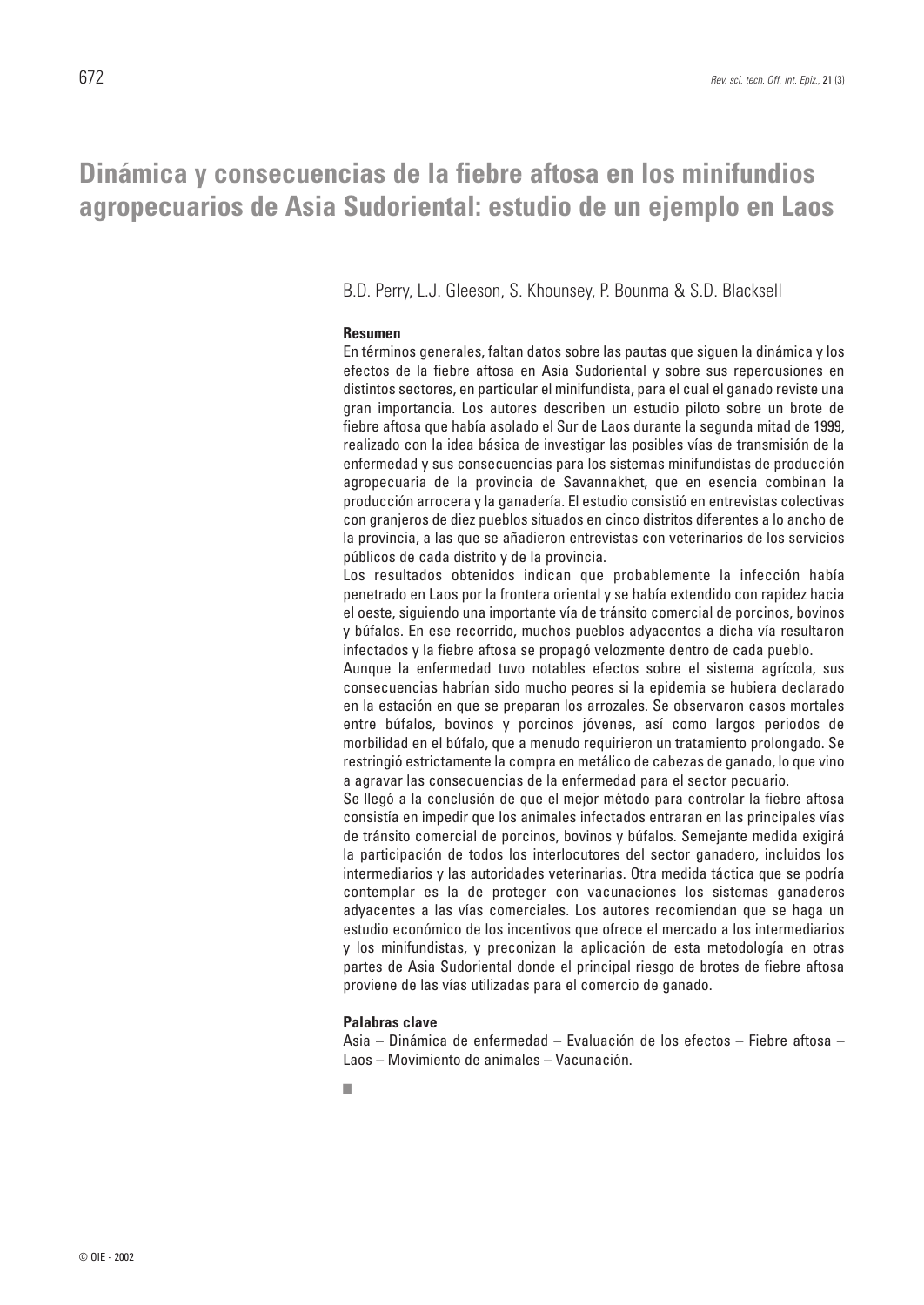# Dinámica y consecuencias de la fiebre aftosa en los minifundios agropecuarios de Asia Sudoriental: estudio de un ejemplo en Laos

B.D. Perry, L.J. Gleeson, S. Khounsey, P. Bounma & S.D. Blacksell

### Resumen

En términos generales, faltan datos sobre las pautas que siguen la dinámica y los efectos de la fiebre aftosa en Asia Sudoriental y sobre sus repercusiones en distintos sectores, en particular el minifundista, para el cual el ganado reviste una gran importancia. Los autores describen un estudio piloto sobre un brote de fiebre aftosa que había asolado el Sur de Laos durante la segunda mitad de 1999, realizado con la idea básica de investigar las posibles vías de transmisión de la enfermedad y sus consecuencias para los sistemas minifundistas de producción agropecuaria de la provincia de Savannakhet, que en esencia combinan la producción arrocera y la ganadería. El estudio consistió en entrevistas colectivas con granjeros de diez pueblos situados en cinco distritos diferentes a lo ancho de la provincia, a las que se añadieron entrevistas con veterinarios de los servicios públicos de cada distrito y de la provincia.

Los resultados obtenidos indican que probablemente la infección había penetrado en Laos por la frontera oriental y se había extendido con rapidez hacia el oeste, siguiendo una importante vía de tránsito comercial de porcinos, bovinos y búfalos. En ese recorrido, muchos pueblos adyacentes a dicha vía resultaron infectados y la fiebre aftosa se propagó velozmente dentro de cada pueblo.

Aunque la enfermedad tuvo notables efectos sobre el sistema agrícola, sus consecuencias habrían sido mucho peores si la epidemia se hubiera declarado en la estación en que se preparan los arrozales. Se observaron casos mortales entre búfalos, bovinos y porcinos jóvenes, así como largos periodos de morbilidad en el búfalo, que a menudo requirieron un tratamiento prolongado. Se restringió estrictamente la compra en metálico de cabezas de ganado, lo que vino a agravar las consecuencias de la enfermedad para el sector pecuario.

Se llegó a la conclusión de que el mejor método para controlar la fiebre aftosa consistía en impedir que los animales infectados entraran en las principales vías de tránsito comercial de porcinos, bovinos y búfalos. Semejante medida exigirá la participación de todos los interlocutores del sector ganadero, incluidos los intermediarios y las autoridades veterinarias. Otra medida táctica que se podría contemplar es la de proteger con vacunaciones los sistemas ganaderos adyacentes a las vías comerciales. Los autores recomiendan que se haga un estudio económico de los incentivos que ofrece el mercado a los intermediarios y los minifundistas, y preconizan la aplicación de esta metodología en otras partes de Asia Sudoriental donde el principal riesgo de brotes de fiebre aftosa proviene de las vías utilizadas para el comercio de ganado.

### Palabras clave

Asia – Dinámica de enfermedad – Evaluación de los efectos – Fiebre aftosa – Laos – Movimiento de animales – Vacunación.

© OIE - 2002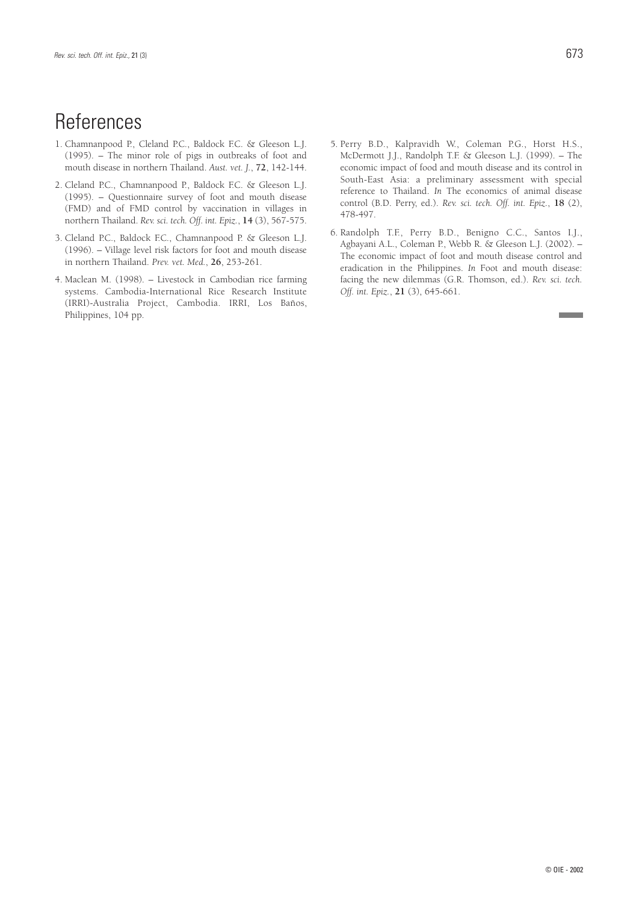# References

1. Chamnanpood P., Cleland P.C., Baldock F.C. & Gleeson L.J. (1995). – The minor role of pigs in outbreaks of foot and mouth disease in northern Thailand. *Aust. vet. J.*, **72**, 142-144.

2. Cleland P.C., Chamnanpood P., Baldock F.C. & Gleeson L.J. (1995). – Questionnaire survey of foot and mouth disease (FMD) and of FMD control by vaccination in villages in northern Thailand. *Rev. sci. tech. Off. int. Epiz.*, **14** (3), 567-575.

3. Cleland P.C., Baldock F.C., Chamnanpood P. & Gleeson L.J. (1996). – Village level risk factors for foot and mouth disease in northern Thailand. *Prev. vet. Med.*, **26**, 253-261.

4. Maclean M. (1998). – Livestock in Cambodian rice farming systems. Cambodia-International Rice Research Institute (IRRI)-Australia Project, Cambodia. IRRI, Los Baños, Philippines, 104 pp.

5. Perry B.D., Kalpravidh W., Coleman P.G., Horst H.S., McDermott J.J., Randolph T.F. & Gleeson L.J. (1999). – The economic impact of food and mouth disease and its control in South-East Asia: a preliminary assessment with special reference to Thailand. *In* The economics of animal disease control (B.D. Perry, ed.). *Rev. sci. tech. Off. int. Epiz.*, **18** (2), 478-497.

6. Randolph T.F., Perry B.D., Benigno C.C., Santos I.J., Agbayani A.L., Coleman P., Webb R. & Gleeson L.J. (2002). – The economic impact of foot and mouth disease control and eradication in the Philippines. *In* Foot and mouth disease: facing the new dilemmas (G.R. Thomson, ed.). *Rev. sci. tech. Off. int. Epiz.*, **21** (3), 645-661.